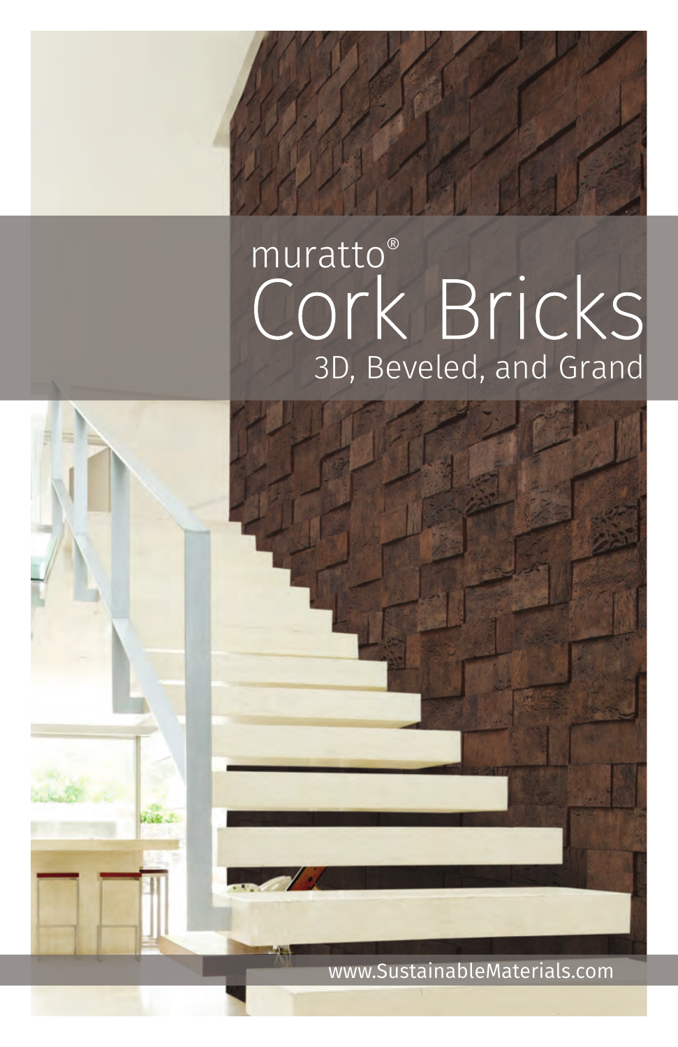muratto®

# Cork Bricks

## 3D, Beveled, and Grand

www.SustainableMaterials.com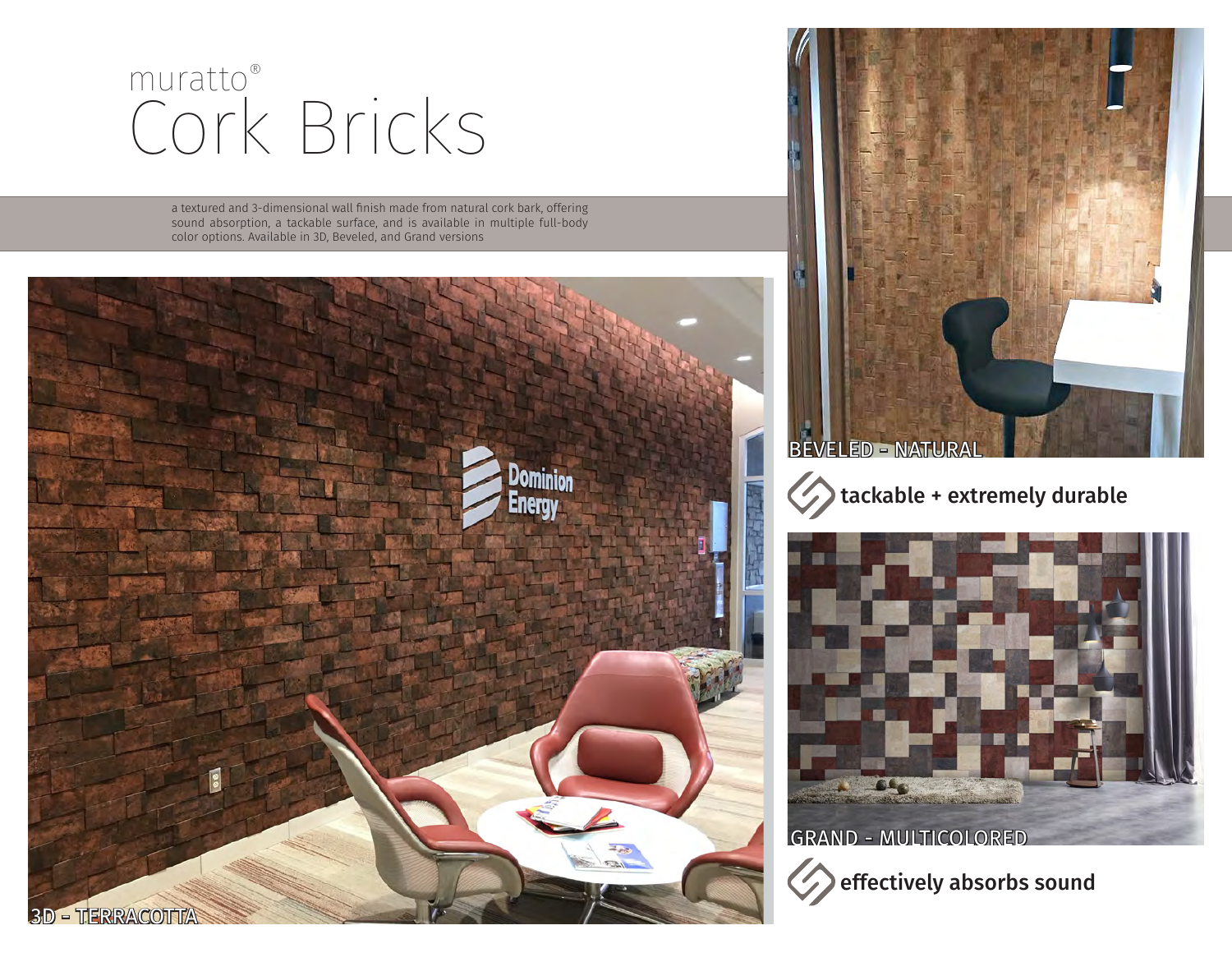muratto®

# Cork Bricks

a textured and 3-dimensional wall finish made from natural cork bark, offering sound absorption, a tackable surface, and is available in multiple full-body color options. Available in 3D, Beveled, and Grand versions

3D - TERRACOTTA

BEVELED - NATURAL

**tackable + extremely durable**

GRAND - MULTICOLORED

**effectively absorbs sound**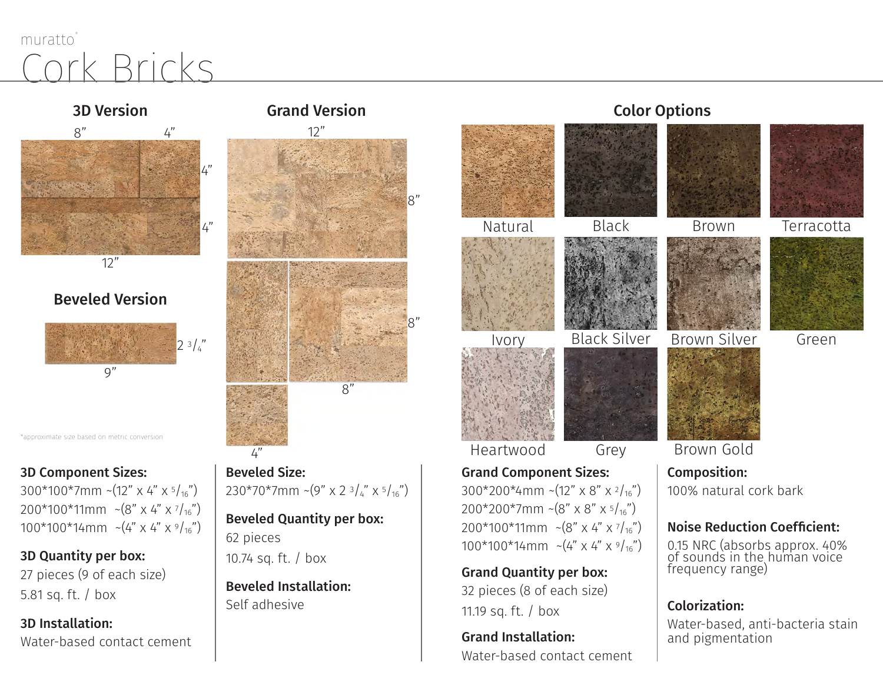muratto®

# Cork Bricks

## 3D Version

8" 4" 4" 4" 12"

## Beveled Version

2 3/4" 9"

*approximate size based on metric conversion

## Grand Version

12" 8" 8" 8" 4"

## Color Options

Natural, Black, Brown, Terracotta, Ivory, Black Silver, Brown Silver, Green, Heartwood, Grey, Brown Gold

**3D Component Sizes:**

300*100*7mm ~(12" x 4" x 5/16")
200*100*11mm ~(8" x 4" x 7/16")
100*100*14mm ~(4" x 4" x 9/16")

**3D Quantity per box:**

27 pieces (9 of each size)
5.81 sq. ft. / box

**3D Installation:**

Water-based contact cement

**Beveled Size:**

230*70*7mm ~(9" x 2 3/4" x 5/16")

**Beveled Quantity per box:**

62 pieces
10.74 sq. ft. / box

**Beveled Installation:**

Self adhesive

**Grand Component Sizes:**

300*200*4mm ~(12" x 8" x 2/16")
200*200*7mm ~(8" x 8" x 5/16")
200*100*11mm ~(8" x 4" x 7/16")
100*100*14mm ~(4" x 4" x 9/16")

**Grand Quantity per box:**

32 pieces (8 of each size)
11.19 sq. ft. / box

**Grand Installation:**

Water-based contact cement

**Composition:**

100% natural cork bark

**Noise Reduction Coefficient:**

0.15 NRC (absorbs approx. 40% of sounds in the human voice frequency range)

**Colorization:**

Water-based, anti-bacteria stain and pigmentation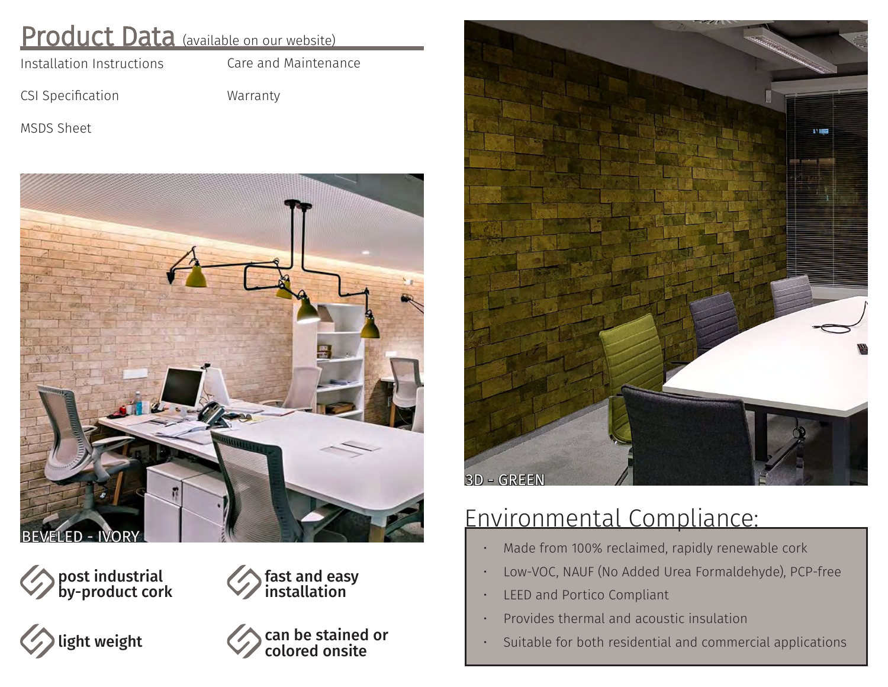## Product Data (available on our website)

- Installation Instructions
- CSI Specification
- MSDS Sheet
- Care and Maintenance
- Warranty

BEVELED - IVORY

**post industrial by-product cork**

**light weight**

**fast and easy installation**

**can be stained or colored onsite**

3D - GREEN

## Environmental Compliance:

- Made from 100% reclaimed, rapidly renewable cork
- Low-VOC, NAUF (No Added Urea Formaldehyde), PCP-free
- LEED and Portico Compliant
- Provides thermal and acoustic insulation
- Suitable for both residential and commercial applications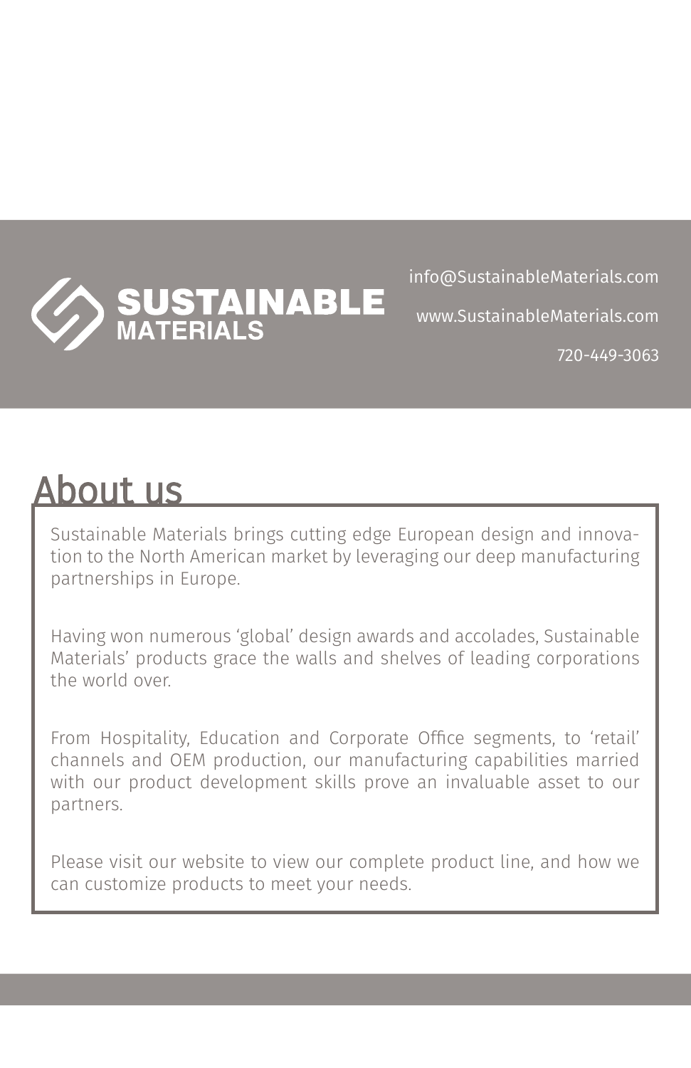**SUSTAINABLE MATERIALS**

info@SustainableMaterials.com

www.SustainableMaterials.com

720-449-3063

# About us

Sustainable Materials brings cutting edge European design and innovation to the North American market by leveraging our deep manufacturing partnerships in Europe.

Having won numerous 'global' design awards and accolades, Sustainable Materials' products grace the walls and shelves of leading corporations the world over.

From Hospitality, Education and Corporate Office segments, to 'retail' channels and OEM production, our manufacturing capabilities married with our product development skills prove an invaluable asset to our partners.

Please visit our website to view our complete product line, and how we can customize products to meet your needs.